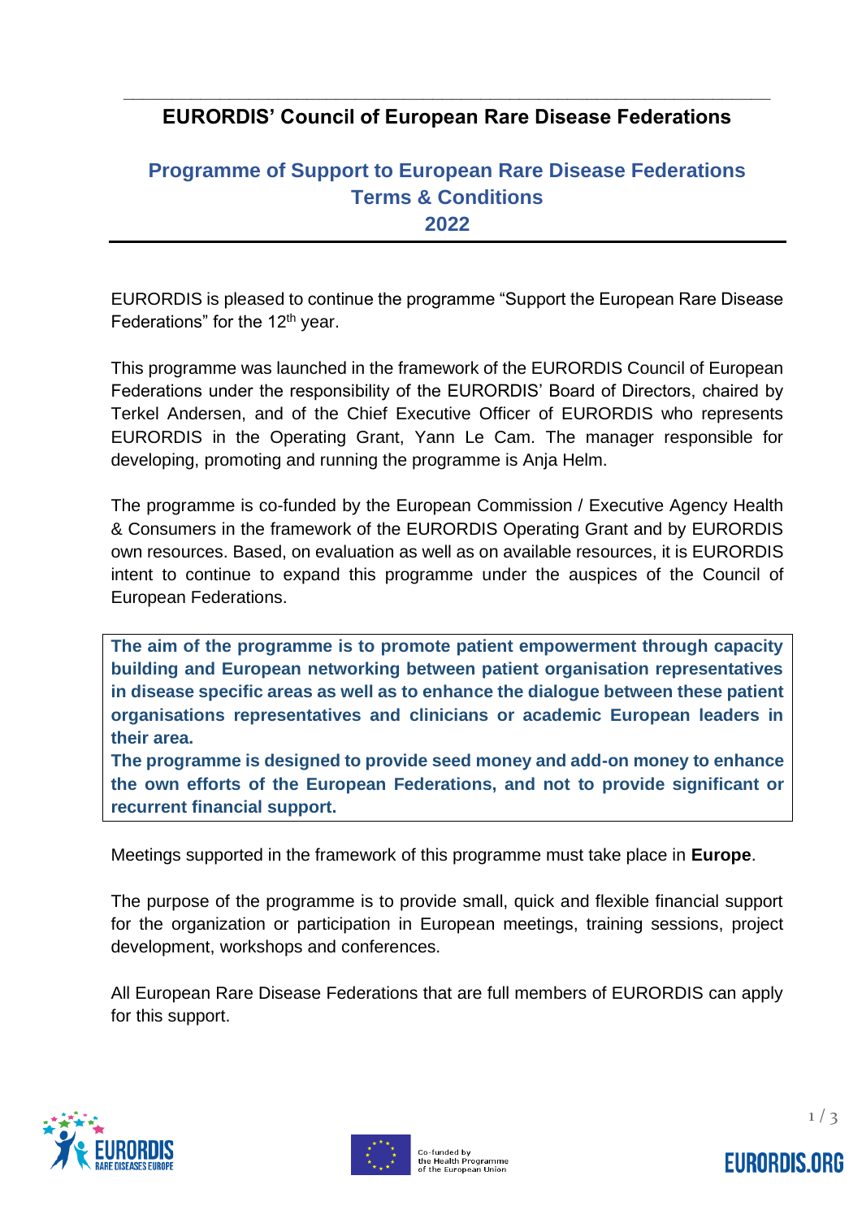# EURORDIS' Council of European Rare Disease Federations

## Programme of Support to European Rare Disease Federations Terms & Conditions 2022

EURORDIS is pleased to continue the programme "Support the European Rare Disease Federations" for the 12th year.

This programme was launched in the framework of the EURORDIS Council of European Federations under the responsibility of the EURORDIS' Board of Directors, chaired by Terkel Andersen, and of the Chief Executive Officer of EURORDIS who represents EURORDIS in the Operating Grant, Yann Le Cam. The manager responsible for developing, promoting and running the programme is Anja Helm.

The programme is co-funded by the European Commission / Executive Agency Health & Consumers in the framework of the EURORDIS Operating Grant and by EURORDIS own resources. Based, on evaluation as well as on available resources, it is EURORDIS intent to continue to expand this programme under the auspices of the Council of European Federations.

**The aim of the programme is to promote patient empowerment through capacity building and European networking between patient organisation representatives in disease specific areas as well as to enhance the dialogue between these patient organisations representatives and clinicians or academic European leaders in their area.**

**The programme is designed to provide seed money and add-on money to enhance the own efforts of the European Federations, and not to provide significant or recurrent financial support.**

Meetings supported in the framework of this programme must take place in **Europe**.

The purpose of the programme is to provide small, quick and flexible financial support for the organization or participation in European meetings, training sessions, project development, workshops and conferences.

All European Rare Disease Federations that are full members of EURORDIS can apply for this support.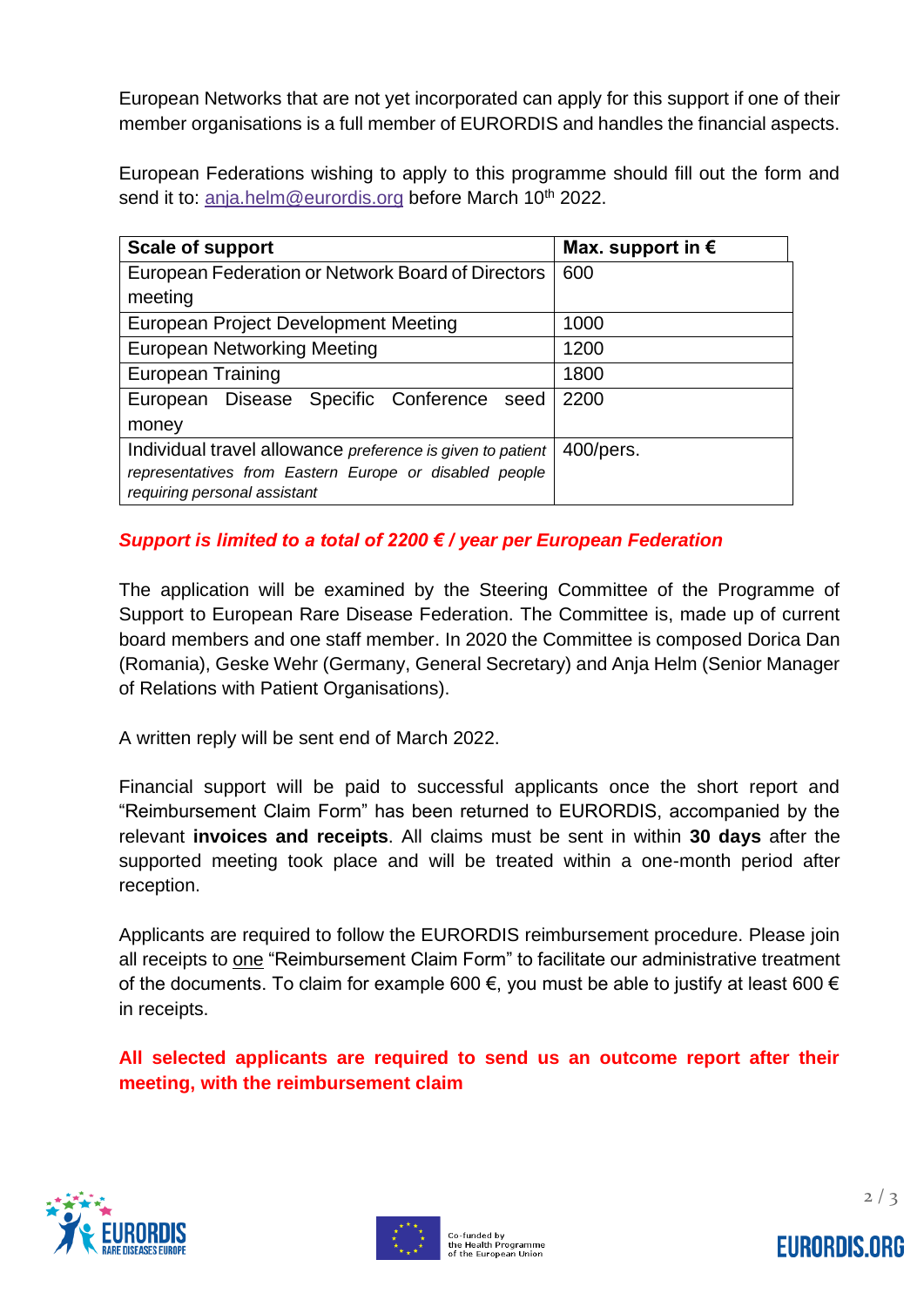European Networks that are not yet incorporated can apply for this support if one of their member organisations is a full member of EURORDIS and handles the financial aspects.

European Federations wishing to apply to this programme should fill out the form and send it to: anja.helm@eurordis.org before March 10th 2022.

| Scale of support | Max. support in € |
| --- | --- |
| European Federation or Network Board of Directors meeting | 600 |
| European Project Development Meeting | 1000 |
| European Networking Meeting | 1200 |
| European Training | 1800 |
| European Disease Specific Conference seed money | 2200 |
| Individual travel allowance *preference is given to patient representatives from Eastern Europe or disabled people requiring personal assistant* | 400/pers. |

***Support is limited to a total of 2200 € / year per European Federation***

The application will be examined by the Steering Committee of the Programme of Support to European Rare Disease Federation. The Committee is, made up of current board members and one staff member. In 2020 the Committee is composed Dorica Dan (Romania), Geske Wehr (Germany, General Secretary) and Anja Helm (Senior Manager of Relations with Patient Organisations).

A written reply will be sent end of March 2022.

Financial support will be paid to successful applicants once the short report and "Reimbursement Claim Form" has been returned to EURORDIS, accompanied by the relevant **invoices and receipts**. All claims must be sent in within **30 days** after the supported meeting took place and will be treated within a one-month period after reception.

Applicants are required to follow the EURORDIS reimbursement procedure. Please join all receipts to one "Reimbursement Claim Form" to facilitate our administrative treatment of the documents. To claim for example 600 €, you must be able to justify at least 600 € in receipts.

**All selected applicants are required to send us an outcome report after their meeting, with the reimbursement claim**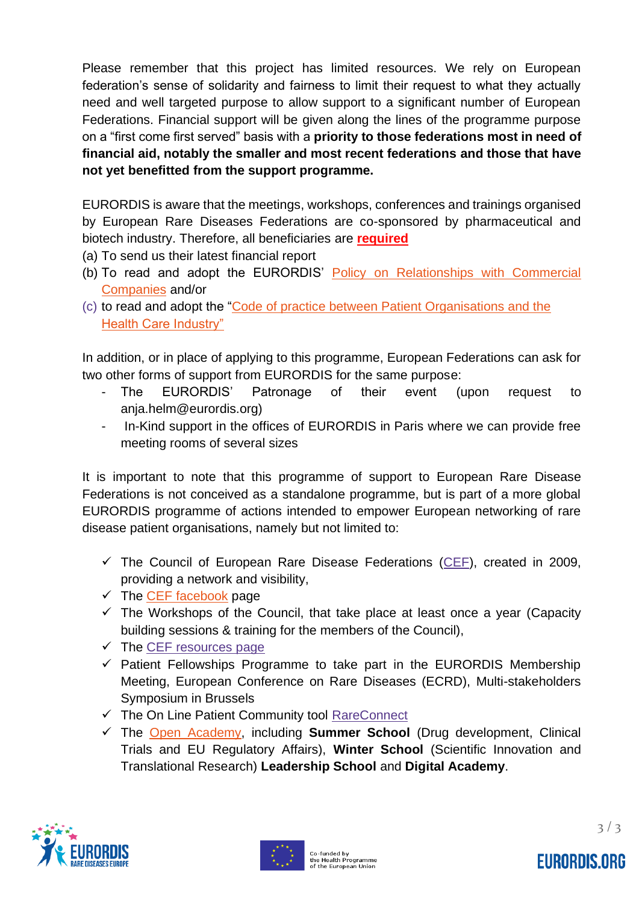Please remember that this project has limited resources. We rely on European federation's sense of solidarity and fairness to limit their request to what they actually need and well targeted purpose to allow support to a significant number of European Federations. Financial support will be given along the lines of the programme purpose on a "first come first served" basis with a **priority to those federations most in need of financial aid, notably the smaller and most recent federations and those that have not yet benefitted from the support programme.**

EURORDIS is aware that the meetings, workshops, conferences and trainings organised by European Rare Diseases Federations are co-sponsored by pharmaceutical and biotech industry. Therefore, all beneficiaries are **required**

(a) To send us their latest financial report
(b) To read and adopt the EURORDIS' Policy on Relationships with Commercial Companies and/or
(c) to read and adopt the "Code of practice between Patient Organisations and the Health Care Industry"

In addition, or in place of applying to this programme, European Federations can ask for two other forms of support from EURORDIS for the same purpose:

- The EURORDIS' Patronage of their event (upon request to anja.helm@eurordis.org)
- In-Kind support in the offices of EURORDIS in Paris where we can provide free meeting rooms of several sizes

It is important to note that this programme of support to European Rare Disease Federations is not conceived as a standalone programme, but is part of a more global EURORDIS programme of actions intended to empower European networking of rare disease patient organisations, namely but not limited to:

- ✓ The Council of European Rare Disease Federations (CEF), created in 2009, providing a network and visibility,
- ✓ The CEF facebook page
- ✓ The Workshops of the Council, that take place at least once a year (Capacity building sessions & training for the members of the Council),
- ✓ The CEF resources page
- ✓ Patient Fellowships Programme to take part in the EURORDIS Membership Meeting, European Conference on Rare Diseases (ECRD), Multi-stakeholders Symposium in Brussels
- ✓ The On Line Patient Community tool RareConnect
- ✓ The Open Academy, including **Summer School** (Drug development, Clinical Trials and EU Regulatory Affairs), **Winter School** (Scientific Innovation and Translational Research) **Leadership School** and **Digital Academy**.